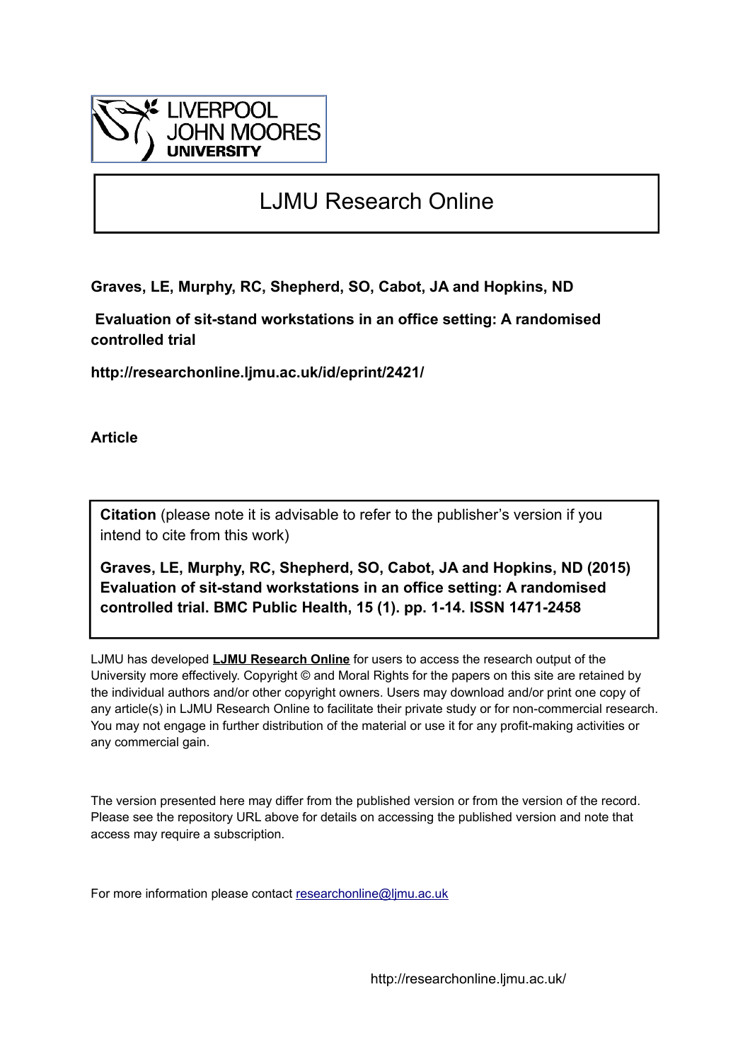LIVERPOOL JOHN MOORES UNIVERSITY

# LJMU Research Online

**Graves, LE, Murphy, RC, Shepherd, SO, Cabot, JA and Hopkins, ND**

**Evaluation of sit-stand workstations in an office setting: A randomised controlled trial**

**http://researchonline.ljmu.ac.uk/id/eprint/2421/**

**Article**

**Citation** (please note it is advisable to refer to the publisher's version if you intend to cite from this work)

**Graves, LE, Murphy, RC, Shepherd, SO, Cabot, JA and Hopkins, ND (2015) Evaluation of sit-stand workstations in an office setting: A randomised controlled trial. BMC Public Health, 15 (1). pp. 1-14. ISSN 1471-2458**

LJMU has developed **LJMU Research Online** for users to access the research output of the University more effectively. Copyright © and Moral Rights for the papers on this site are retained by the individual authors and/or other copyright owners. Users may download and/or print one copy of any article(s) in LJMU Research Online to facilitate their private study or for non-commercial research. You may not engage in further distribution of the material or use it for any profit-making activities or any commercial gain.

The version presented here may differ from the published version or from the version of the record. Please see the repository URL above for details on accessing the published version and note that access may require a subscription.

For more information please contact researchonline@ljmu.ac.uk

http://researchonline.ljmu.ac.uk/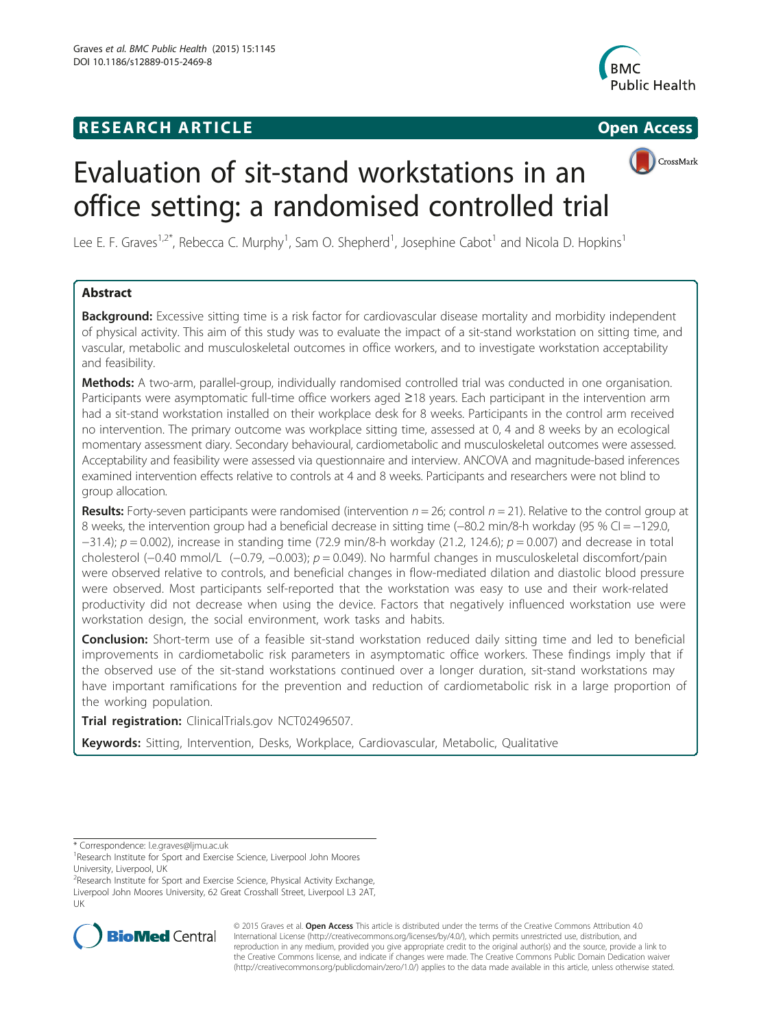# Evaluation of sit-stand workstations in an office setting: a randomised controlled trial

Lee E. F. Graves[1,2*], Rebecca C. Murphy[1], Sam O. Shepherd[1], Josephine Cabot[1] and Nicola D. Hopkins[1]

## Abstract

**Background:** Excessive sitting time is a risk factor for cardiovascular disease mortality and morbidity independent of physical activity. This aim of this study was to evaluate the impact of a sit-stand workstation on sitting time, and vascular, metabolic and musculoskeletal outcomes in office workers, and to investigate workstation acceptability and feasibility.

**Methods:** A two-arm, parallel-group, individually randomised controlled trial was conducted in one organisation. Participants were asymptomatic full-time office workers aged ≥18 years. Each participant in the intervention arm had a sit-stand workstation installed on their workplace desk for 8 weeks. Participants in the control arm received no intervention. The primary outcome was workplace sitting time, assessed at 0, 4 and 8 weeks by an ecological momentary assessment diary. Secondary behavioural, cardiometabolic and musculoskeletal outcomes were assessed. Acceptability and feasibility were assessed via questionnaire and interview. ANCOVA and magnitude-based inferences examined intervention effects relative to controls at 4 and 8 weeks. Participants and researchers were not blind to group allocation.

**Results:** Forty-seven participants were randomised (intervention $n = 26$; control $n = 21$). Relative to the control group at 8 weeks, the intervention group had a beneficial decrease in sitting time (−80.2 min/8-h workday (95 % CI = −129.0, −31.4); $p = 0.002$), increase in standing time (72.9 min/8-h workday (21.2, 124.6); $p = 0.007$) and decrease in total cholesterol (−0.40 mmol/L (−0.79, −0.003); $p = 0.049$). No harmful changes in musculoskeletal discomfort/pain were observed relative to controls, and beneficial changes in flow-mediated dilation and diastolic blood pressure were observed. Most participants self-reported that the workstation was easy to use and their work-related productivity did not decrease when using the device. Factors that negatively influenced workstation use were workstation design, the social environment, work tasks and habits.

**Conclusion:** Short-term use of a feasible sit-stand workstation reduced daily sitting time and led to beneficial improvements in cardiometabolic risk parameters in asymptomatic office workers. These findings imply that if the observed use of the sit-stand workstations continued over a longer duration, sit-stand workstations may have important ramifications for the prevention and reduction of cardiometabolic risk in a large proportion of the working population.

**Trial registration:** ClinicalTrials.gov NCT02496507.

**Keywords:** Sitting, Intervention, Desks, Workplace, Cardiovascular, Metabolic, Qualitative

---

\* Correspondence: l.e.graves@ljmu.ac.uk
[1]Research Institute for Sport and Exercise Science, Liverpool John Moores University, Liverpool, UK
[2]Research Institute for Sport and Exercise Science, Physical Activity Exchange, Liverpool John Moores University, 62 Great Crosshall Street, Liverpool L3 2AT, UK

© 2015 Graves et al. **Open Access** This article is distributed under the terms of the Creative Commons Attribution 4.0 International License (http://creativecommons.org/licenses/by/4.0/), which permits unrestricted use, distribution, and reproduction in any medium, provided you give appropriate credit to the original author(s) and the source, provide a link to the Creative Commons license, and indicate if changes were made. The Creative Commons Public Domain Dedication waiver (http://creativecommons.org/publicdomain/zero/1.0/) applies to the data made available in this article, unless otherwise stated.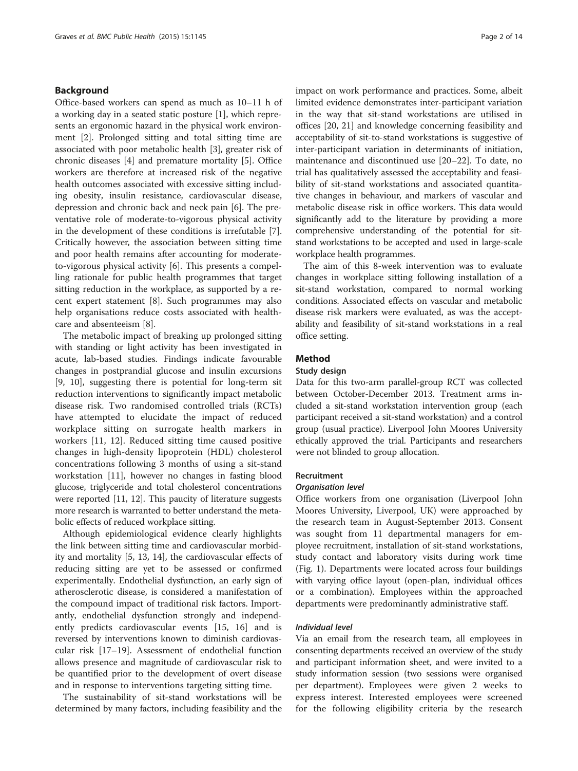## Background

Office-based workers can spend as much as 10–11 h of a working day in a seated static posture [1], which represents an ergonomic hazard in the physical work environment [2]. Prolonged sitting and total sitting time are associated with poor metabolic health [3], greater risk of chronic diseases [4] and premature mortality [5]. Office workers are therefore at increased risk of the negative health outcomes associated with excessive sitting including obesity, insulin resistance, cardiovascular disease, depression and chronic back and neck pain [6]. The preventative role of moderate-to-vigorous physical activity in the development of these conditions is irrefutable [7]. Critically however, the association between sitting time and poor health remains after accounting for moderate-to-vigorous physical activity [6]. This presents a compelling rationale for public health programmes that target sitting reduction in the workplace, as supported by a recent expert statement [8]. Such programmes may also help organisations reduce costs associated with healthcare and absenteeism [8].

The metabolic impact of breaking up prolonged sitting with standing or light activity has been investigated in acute, lab-based studies. Findings indicate favourable changes in postprandial glucose and insulin excursions [9, 10], suggesting there is potential for long-term sit reduction interventions to significantly impact metabolic disease risk. Two randomised controlled trials (RCTs) have attempted to elucidate the impact of reduced workplace sitting on surrogate health markers in workers [11, 12]. Reduced sitting time caused positive changes in high-density lipoprotein (HDL) cholesterol concentrations following 3 months of using a sit-stand workstation [11], however no changes in fasting blood glucose, triglyceride and total cholesterol concentrations were reported [11, 12]. This paucity of literature suggests more research is warranted to better understand the metabolic effects of reduced workplace sitting.

Although epidemiological evidence clearly highlights the link between sitting time and cardiovascular morbidity and mortality [5, 13, 14], the cardiovascular effects of reducing sitting are yet to be assessed or confirmed experimentally. Endothelial dysfunction, an early sign of atherosclerotic disease, is considered a manifestation of the compound impact of traditional risk factors. Importantly, endothelial dysfunction strongly and independently predicts cardiovascular events [15, 16] and is reversed by interventions known to diminish cardiovascular risk [17–19]. Assessment of endothelial function allows presence and magnitude of cardiovascular risk to be quantified prior to the development of overt disease and in response to interventions targeting sitting time.

The sustainability of sit-stand workstations will be determined by many factors, including feasibility and the impact on work performance and practices. Some, albeit limited evidence demonstrates inter-participant variation in the way that sit-stand workstations are utilised in offices [20, 21] and knowledge concerning feasibility and acceptability of sit-to-stand workstations is suggestive of inter-participant variation in determinants of initiation, maintenance and discontinued use [20–22]. To date, no trial has qualitatively assessed the acceptability and feasibility of sit-stand workstations and associated quantitative changes in behaviour, and markers of vascular and metabolic disease risk in office workers. This data would significantly add to the literature by providing a more comprehensive understanding of the potential for sit-stand workstations to be accepted and used in large-scale workplace health programmes.

The aim of this 8-week intervention was to evaluate changes in workplace sitting following installation of a sit-stand workstation, compared to normal working conditions. Associated effects on vascular and metabolic disease risk markers were evaluated, as was the acceptability and feasibility of sit-stand workstations in a real office setting.

## Method

### Study design

Data for this two-arm parallel-group RCT was collected between October-December 2013. Treatment arms included a sit-stand workstation intervention group (each participant received a sit-stand workstation) and a control group (usual practice). Liverpool John Moores University ethically approved the trial. Participants and researchers were not blinded to group allocation.

### Recruitment

#### *Organisation level*

Office workers from one organisation (Liverpool John Moores University, Liverpool, UK) were approached by the research team in August-September 2013. Consent was sought from 11 departmental managers for employee recruitment, installation of sit-stand workstations, study contact and laboratory visits during work time (Fig. 1). Departments were located across four buildings with varying office layout (open-plan, individual offices or a combination). Employees within the approached departments were predominantly administrative staff.

#### *Individual level*

Via an email from the research team, all employees in consenting departments received an overview of the study and participant information sheet, and were invited to a study information session (two sessions were organised per department). Employees were given 2 weeks to express interest. Interested employees were screened for the following eligibility criteria by the research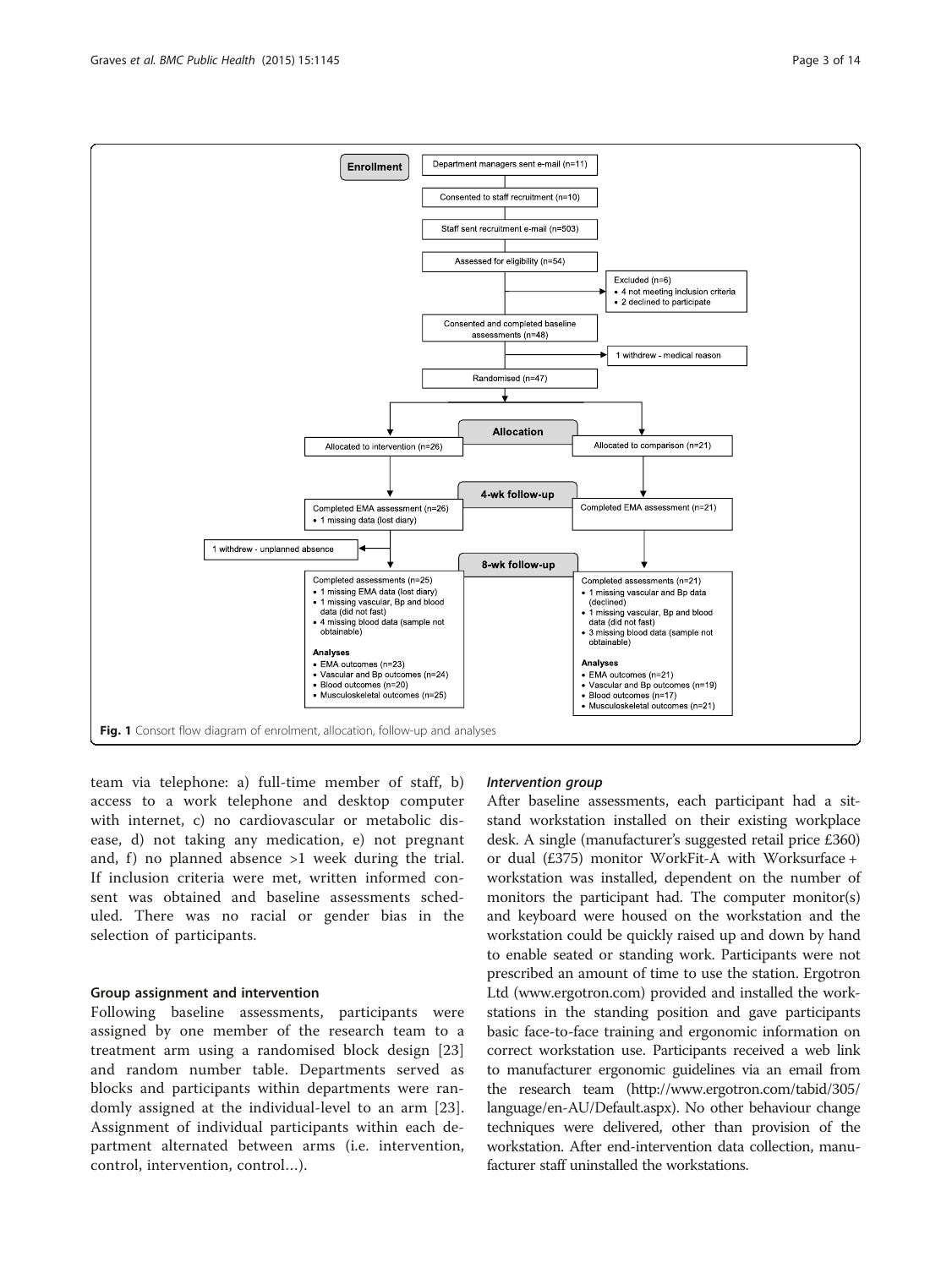Enrollment

Department managers sent e-mail (n=11)

Consented to staff recruitment (n=10)

Staff sent recruitment e-mail (n=503)

Assessed for eligibility (n=54)

Excluded (n=6)
- 4 not meeting inclusion criteria
- 2 declined to participate

Consented and completed baseline assessments (n=48)

1 withdrew - medical reason

Randomised (n=47)

Allocation

Allocated to intervention (n=26)

Allocated to comparison (n=21)

4-wk follow-up

Completed EMA assessment (n=26)
- 1 missing data (lost diary)

Completed EMA assessment (n=21)

1 withdrew - unplanned absence

8-wk follow-up

Completed assessments (n=25)
- 1 missing EMA data (lost diary)
- 1 missing vascular, Bp and blood data (did not fast)
- 4 missing blood data (sample not obtainable)

**Analyses**
- EMA outcomes (n=23)
- Vascular and Bp outcomes (n=24)
- Blood outcomes (n=20)
- Musculoskeletal outcomes (n=25)

Completed assessments (n=21)
- 1 missing vascular and Bp data (declined)
- 1 missing vascular, Bp and blood data (did not fast)
- 3 missing blood data (sample not obtainable)

**Analyses**
- EMA outcomes (n=21)
- Vascular and Bp outcomes (n=19)
- Blood outcomes (n=17)
- Musculoskeletal outcomes (n=21)

**Fig. 1** Consort flow diagram of enrolment, allocation, follow-up and analyses

team via telephone: a) full-time member of staff, b) access to a work telephone and desktop computer with internet, c) no cardiovascular or metabolic disease, d) not taking any medication, e) not pregnant and, f) no planned absence >1 week during the trial. If inclusion criteria were met, written informed consent was obtained and baseline assessments scheduled. There was no racial or gender bias in the selection of participants.

### Group assignment and intervention

Following baseline assessments, participants were assigned by one member of the research team to a treatment arm using a randomised block design [23] and random number table. Departments served as blocks and participants within departments were randomly assigned at the individual-level to an arm [23]. Assignment of individual participants within each department alternated between arms (i.e. intervention, control, intervention, control…).

#### *Intervention group*

After baseline assessments, each participant had a sit-stand workstation installed on their existing workplace desk. A single (manufacturer's suggested retail price £360) or dual (£375) monitor WorkFit-A with Worksurface + workstation was installed, dependent on the number of monitors the participant had. The computer monitor(s) and keyboard were housed on the workstation and the workstation could be quickly raised up and down by hand to enable seated or standing work. Participants were not prescribed an amount of time to use the station. Ergotron Ltd (www.ergotron.com) provided and installed the workstations in the standing position and gave participants basic face-to-face training and ergonomic information on correct workstation use. Participants received a web link to manufacturer ergonomic guidelines via an email from the research team (http://www.ergotron.com/tabid/305/language/en-AU/Default.aspx). No other behaviour change techniques were delivered, other than provision of the workstation. After end-intervention data collection, manufacturer staff uninstalled the workstations.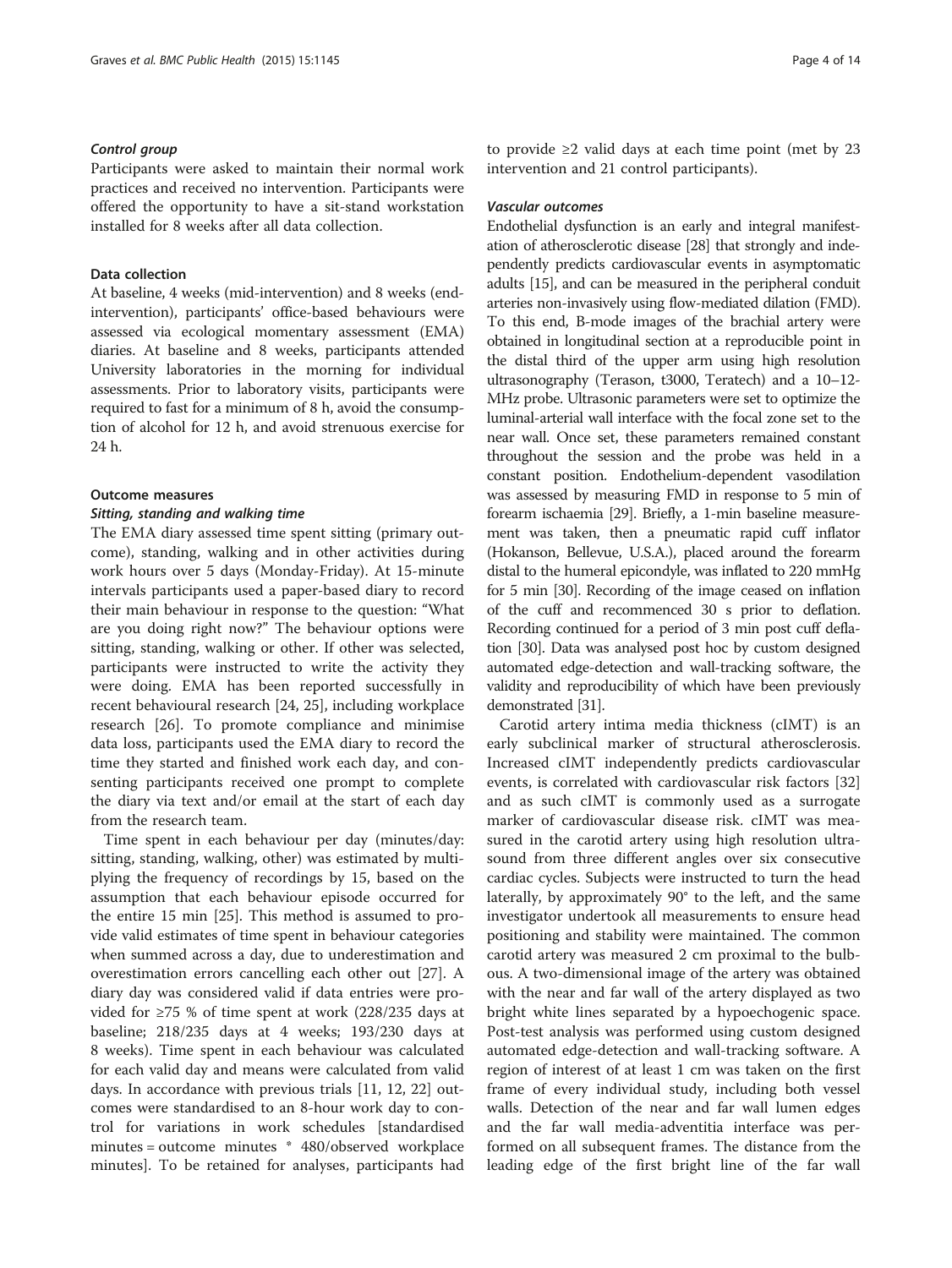#### *Control group*

Participants were asked to maintain their normal work practices and received no intervention. Participants were offered the opportunity to have a sit-stand workstation installed for 8 weeks after all data collection.

### Data collection

At baseline, 4 weeks (mid-intervention) and 8 weeks (end-intervention), participants' office-based behaviours were assessed via ecological momentary assessment (EMA) diaries. At baseline and 8 weeks, participants attended University laboratories in the morning for individual assessments. Prior to laboratory visits, participants were required to fast for a minimum of 8 h, avoid the consumption of alcohol for 12 h, and avoid strenuous exercise for 24 h.

### Outcome measures

#### *Sitting, standing and walking time*

The EMA diary assessed time spent sitting (primary outcome), standing, walking and in other activities during work hours over 5 days (Monday-Friday). At 15-minute intervals participants used a paper-based diary to record their main behaviour in response to the question: "What are you doing right now?" The behaviour options were sitting, standing, walking or other. If other was selected, participants were instructed to write the activity they were doing. EMA has been reported successfully in recent behavioural research [24, 25], including workplace research [26]. To promote compliance and minimise data loss, participants used the EMA diary to record the time they started and finished work each day, and consenting participants received one prompt to complete the diary via text and/or email at the start of each day from the research team.

Time spent in each behaviour per day (minutes/day: sitting, standing, walking, other) was estimated by multiplying the frequency of recordings by 15, based on the assumption that each behaviour episode occurred for the entire 15 min [25]. This method is assumed to provide valid estimates of time spent in behaviour categories when summed across a day, due to underestimation and overestimation errors cancelling each other out [27]. A diary day was considered valid if data entries were provided for ≥75 % of time spent at work (228/235 days at baseline; 218/235 days at 4 weeks; 193/230 days at 8 weeks). Time spent in each behaviour was calculated for each valid day and means were calculated from valid days. In accordance with previous trials [11, 12, 22] outcomes were standardised to an 8-hour work day to control for variations in work schedules [standardised minutes = outcome minutes * 480/observed workplace minutes]. To be retained for analyses, participants had to provide ≥2 valid days at each time point (met by 23 intervention and 21 control participants).

#### *Vascular outcomes*

Endothelial dysfunction is an early and integral manifestation of atherosclerotic disease [28] that strongly and independently predicts cardiovascular events in asymptomatic adults [15], and can be measured in the peripheral conduit arteries non-invasively using flow-mediated dilation (FMD). To this end, B-mode images of the brachial artery were obtained in longitudinal section at a reproducible point in the distal third of the upper arm using high resolution ultrasonography (Terason, t3000, Teratech) and a 10–12-MHz probe. Ultrasonic parameters were set to optimize the luminal-arterial wall interface with the focal zone set to the near wall. Once set, these parameters remained constant throughout the session and the probe was held in a constant position. Endothelium-dependent vasodilation was assessed by measuring FMD in response to 5 min of forearm ischaemia [29]. Briefly, a 1-min baseline measurement was taken, then a pneumatic rapid cuff inflator (Hokanson, Bellevue, U.S.A.), placed around the forearm distal to the humeral epicondyle, was inflated to 220 mmHg for 5 min [30]. Recording of the image ceased on inflation of the cuff and recommenced 30 s prior to deflation. Recording continued for a period of 3 min post cuff deflation [30]. Data was analysed post hoc by custom designed automated edge-detection and wall-tracking software, the validity and reproducibility of which have been previously demonstrated [31].

Carotid artery intima media thickness (cIMT) is an early subclinical marker of structural atherosclerosis. Increased cIMT independently predicts cardiovascular events, is correlated with cardiovascular risk factors [32] and as such cIMT is commonly used as a surrogate marker of cardiovascular disease risk. cIMT was measured in the carotid artery using high resolution ultrasound from three different angles over six consecutive cardiac cycles. Subjects were instructed to turn the head laterally, by approximately 90° to the left, and the same investigator undertook all measurements to ensure head positioning and stability were maintained. The common carotid artery was measured 2 cm proximal to the bulbous. A two-dimensional image of the artery was obtained with the near and far wall of the artery displayed as two bright white lines separated by a hypoechogenic space. Post-test analysis was performed using custom designed automated edge-detection and wall-tracking software. A region of interest of at least 1 cm was taken on the first frame of every individual study, including both vessel walls. Detection of the near and far wall lumen edges and the far wall media-adventitia interface was performed on all subsequent frames. The distance from the leading edge of the first bright line of the far wall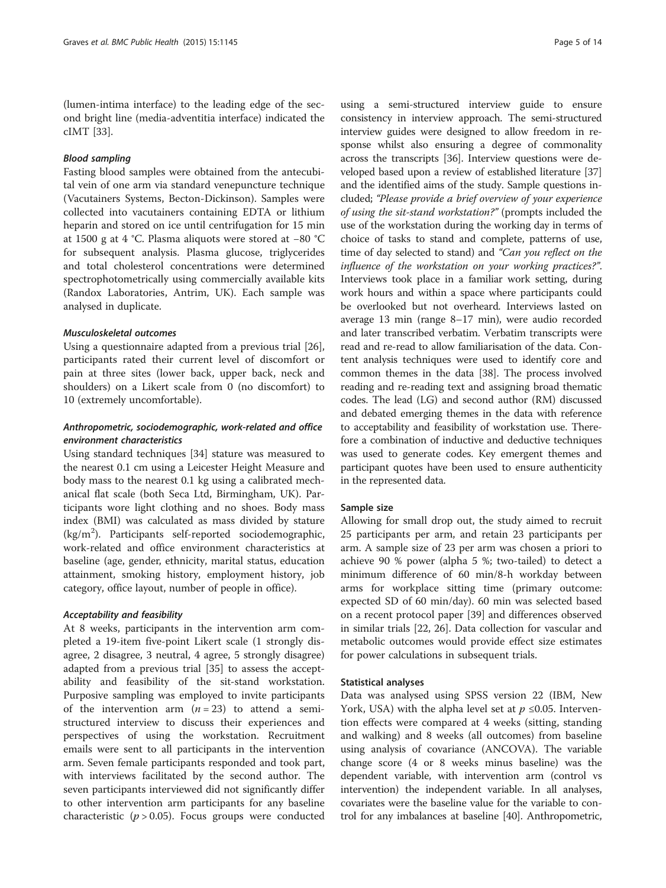(lumen-intima interface) to the leading edge of the second bright line (media-adventitia interface) indicated the cIMT [33].

#### *Blood sampling*

Fasting blood samples were obtained from the antecubital vein of one arm via standard venepuncture technique (Vacutainers Systems, Becton-Dickinson). Samples were collected into vacutainers containing EDTA or lithium heparin and stored on ice until centrifugation for 15 min at 1500 g at 4 °C. Plasma aliquots were stored at −80 °C for subsequent analysis. Plasma glucose, triglycerides and total cholesterol concentrations were determined spectrophotometrically using commercially available kits (Randox Laboratories, Antrim, UK). Each sample was analysed in duplicate.

#### *Musculoskeletal outcomes*

Using a questionnaire adapted from a previous trial [26], participants rated their current level of discomfort or pain at three sites (lower back, upper back, neck and shoulders) on a Likert scale from 0 (no discomfort) to 10 (extremely uncomfortable).

#### *Anthropometric, sociodemographic, work-related and office environment characteristics*

Using standard techniques [34] stature was measured to the nearest 0.1 cm using a Leicester Height Measure and body mass to the nearest 0.1 kg using a calibrated mechanical flat scale (both Seca Ltd, Birmingham, UK). Participants wore light clothing and no shoes. Body mass index (BMI) was calculated as mass divided by stature ($kg/m^2$). Participants self-reported sociodemographic, work-related and office environment characteristics at baseline (age, gender, ethnicity, marital status, education attainment, smoking history, employment history, job category, office layout, number of people in office).

#### *Acceptability and feasibility*

At 8 weeks, participants in the intervention arm completed a 19-item five-point Likert scale (1 strongly disagree, 2 disagree, 3 neutral, 4 agree, 5 strongly disagree) adapted from a previous trial [35] to assess the acceptability and feasibility of the sit-stand workstation. Purposive sampling was employed to invite participants of the intervention arm ($n = 23$) to attend a semi-structured interview to discuss their experiences and perspectives of using the workstation. Recruitment emails were sent to all participants in the intervention arm. Seven female participants responded and took part, with interviews facilitated by the second author. The seven participants interviewed did not significantly differ to other intervention arm participants for any baseline characteristic ($p > 0.05$). Focus groups were conducted using a semi-structured interview guide to ensure consistency in interview approach. The semi-structured interview guides were designed to allow freedom in response whilst also ensuring a degree of commonality across the transcripts [36]. Interview questions were developed based upon a review of established literature [37] and the identified aims of the study. Sample questions included; *"Please provide a brief overview of your experience of using the sit-stand workstation?"* (prompts included the use of the workstation during the working day in terms of choice of tasks to stand and complete, patterns of use, time of day selected to stand) and *"Can you reflect on the influence of the workstation on your working practices?"*. Interviews took place in a familiar work setting, during work hours and within a space where participants could be overlooked but not overheard. Interviews lasted on average 13 min (range 8–17 min), were audio recorded and later transcribed verbatim. Verbatim transcripts were read and re-read to allow familiarisation of the data. Content analysis techniques were used to identify core and common themes in the data [38]. The process involved reading and re-reading text and assigning broad thematic codes. The lead (LG) and second author (RM) discussed and debated emerging themes in the data with reference to acceptability and feasibility of workstation use. Therefore a combination of inductive and deductive techniques was used to generate codes. Key emergent themes and participant quotes have been used to ensure authenticity in the represented data.

### Sample size

Allowing for small drop out, the study aimed to recruit 25 participants per arm, and retain 23 participants per arm. A sample size of 23 per arm was chosen a priori to achieve 90 % power (alpha 5 %; two-tailed) to detect a minimum difference of 60 min/8-h workday between arms for workplace sitting time (primary outcome: expected SD of 60 min/day). 60 min was selected based on a recent protocol paper [39] and differences observed in similar trials [22, 26]. Data collection for vascular and metabolic outcomes would provide effect size estimates for power calculations in subsequent trials.

### Statistical analyses

Data was analysed using SPSS version 22 (IBM, New York, USA) with the alpha level set at $p \leq 0.05$. Intervention effects were compared at 4 weeks (sitting, standing and walking) and 8 weeks (all outcomes) from baseline using analysis of covariance (ANCOVA). The variable change score (4 or 8 weeks minus baseline) was the dependent variable, with intervention arm (control vs intervention) the independent variable. In all analyses, covariates were the baseline value for the variable to control for any imbalances at baseline [40]. Anthropometric,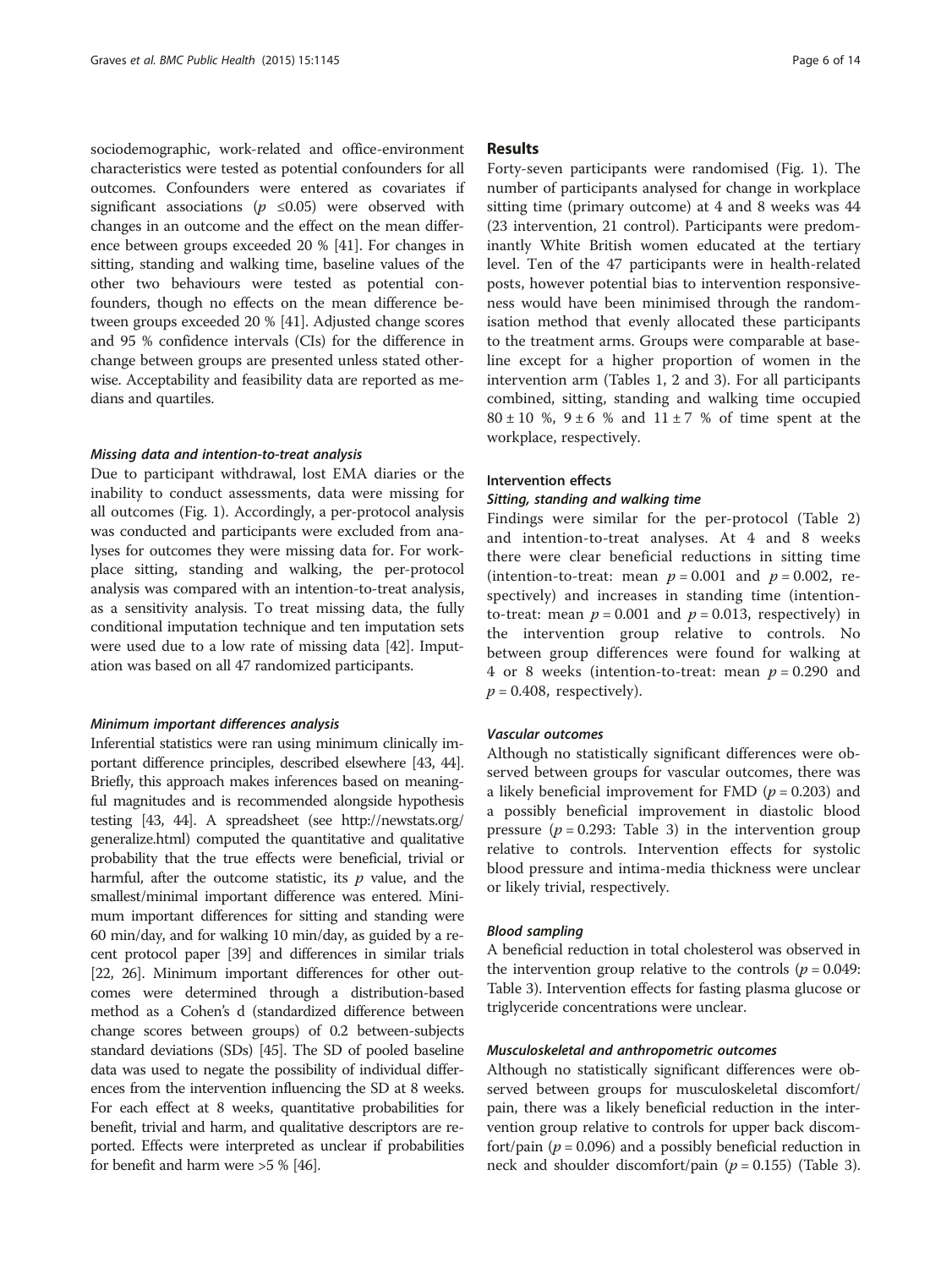sociodemographic, work-related and office-environment characteristics were tested as potential confounders for all outcomes. Confounders were entered as covariates if significant associations ($p \leq 0.05$) were observed with changes in an outcome and the effect on the mean difference between groups exceeded 20 % [41]. For changes in sitting, standing and walking time, baseline values of the other two behaviours were tested as potential confounders, though no effects on the mean difference between groups exceeded 20 % [41]. Adjusted change scores and 95 % confidence intervals (CIs) for the difference in change between groups are presented unless stated otherwise. Acceptability and feasibility data are reported as medians and quartiles.

#### *Missing data and intention-to-treat analysis*

Due to participant withdrawal, lost EMA diaries or the inability to conduct assessments, data were missing for all outcomes (Fig. 1). Accordingly, a per-protocol analysis was conducted and participants were excluded from analyses for outcomes they were missing data for. For workplace sitting, standing and walking, the per-protocol analysis was compared with an intention-to-treat analysis, as a sensitivity analysis. To treat missing data, the fully conditional imputation technique and ten imputation sets were used due to a low rate of missing data [42]. Imputation was based on all 47 randomized participants.

#### *Minimum important differences analysis*

Inferential statistics were ran using minimum clinically important difference principles, described elsewhere [43, 44]. Briefly, this approach makes inferences based on meaningful magnitudes and is recommended alongside hypothesis testing [43, 44]. A spreadsheet (see http://newstats.org/generalize.html) computed the quantitative and qualitative probability that the true effects were beneficial, trivial or harmful, after the outcome statistic, its $p$ value, and the smallest/minimal important difference was entered. Minimum important differences for sitting and standing were 60 min/day, and for walking 10 min/day, as guided by a recent protocol paper [39] and differences in similar trials [22, 26]. Minimum important differences for other outcomes were determined through a distribution-based method as a Cohen's d (standardized difference between change scores between groups) of 0.2 between-subjects standard deviations (SDs) [45]. The SD of pooled baseline data was used to negate the possibility of individual differences from the intervention influencing the SD at 8 weeks. For each effect at 8 weeks, quantitative probabilities for benefit, trivial and harm, and qualitative descriptors are reported. Effects were interpreted as unclear if probabilities for benefit and harm were >5 % [46].

## Results

Forty-seven participants were randomised (Fig. 1). The number of participants analysed for change in workplace sitting time (primary outcome) at 4 and 8 weeks was 44 (23 intervention, 21 control). Participants were predominantly White British women educated at the tertiary level. Ten of the 47 participants were in health-related posts, however potential bias to intervention responsiveness would have been minimised through the randomisation method that evenly allocated these participants to the treatment arms. Groups were comparable at baseline except for a higher proportion of women in the intervention arm (Tables 1, 2 and 3). For all participants combined, sitting, standing and walking time occupied $80 \pm 10$ %, $9 \pm 6$ % and $11 \pm 7$ % of time spent at the workplace, respectively.

### Intervention effects

#### *Sitting, standing and walking time*

Findings were similar for the per-protocol (Table 2) and intention-to-treat analyses. At 4 and 8 weeks there were clear beneficial reductions in sitting time (intention-to-treat: mean $p = 0.001$ and $p = 0.002$, respectively) and increases in standing time (intention-to-treat: mean $p = 0.001$ and $p = 0.013$, respectively) in the intervention group relative to controls. No between group differences were found for walking at 4 or 8 weeks (intention-to-treat: mean $p = 0.290$ and $p = 0.408$, respectively).

#### *Vascular outcomes*

Although no statistically significant differences were observed between groups for vascular outcomes, there was a likely beneficial improvement for FMD ($p = 0.203$) and a possibly beneficial improvement in diastolic blood pressure ($p = 0.293$: Table 3) in the intervention group relative to controls. Intervention effects for systolic blood pressure and intima-media thickness were unclear or likely trivial, respectively.

#### *Blood sampling*

A beneficial reduction in total cholesterol was observed in the intervention group relative to the controls ($p = 0.049$: Table 3). Intervention effects for fasting plasma glucose or triglyceride concentrations were unclear.

#### *Musculoskeletal and anthropometric outcomes*

Although no statistically significant differences were observed between groups for musculoskeletal discomfort/pain, there was a likely beneficial reduction in the intervention group relative to controls for upper back discomfort/pain ($p = 0.096$) and a possibly beneficial reduction in neck and shoulder discomfort/pain ($p = 0.155$) (Table 3).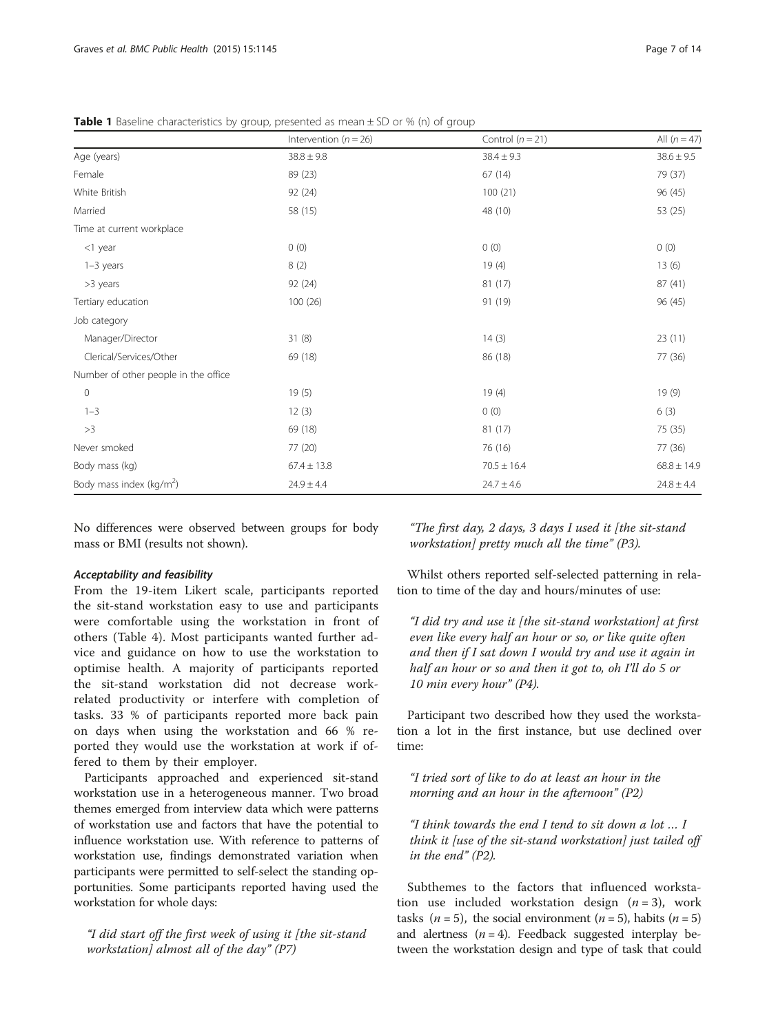**Table 1** Baseline characteristics by group, presented as mean ± SD or % (n) of group

| | Intervention ($n = 26$) | Control ($n = 21$) | All ($n = 47$) |
|---|---|---|---|
| Age (years) | 38.8 ± 9.8 | 38.4 ± 9.3 | 38.6 ± 9.5 |
| Female | 89 (23) | 67 (14) | 79 (37) |
| White British | 92 (24) | 100 (21) | 96 (45) |
| Married | 58 (15) | 48 (10) | 53 (25) |
| Time at current workplace | | | |
| <1 year | 0 (0) | 0 (0) | 0 (0) |
| 1–3 years | 8 (2) | 19 (4) | 13 (6) |
| >3 years | 92 (24) | 81 (17) | 87 (41) |
| Tertiary education | 100 (26) | 91 (19) | 96 (45) |
| Job category | | | |
| Manager/Director | 31 (8) | 14 (3) | 23 (11) |
| Clerical/Services/Other | 69 (18) | 86 (18) | 77 (36) |
| Number of other people in the office | | | |
| 0 | 19 (5) | 19 (4) | 19 (9) |
| 1–3 | 12 (3) | 0 (0) | 6 (3) |
| >3 | 69 (18) | 81 (17) | 75 (35) |
| Never smoked | 77 (20) | 76 (16) | 77 (36) |
| Body mass (kg) | 67.4 ± 13.8 | 70.5 ± 16.4 | 68.8 ± 14.9 |
| Body mass index (kg/m$^2$) | 24.9 ± 4.4 | 24.7 ± 4.6 | 24.8 ± 4.4 |

No differences were observed between groups for body mass or BMI (results not shown).

#### *Acceptability and feasibility*

From the 19-item Likert scale, participants reported the sit-stand workstation easy to use and participants were comfortable using the workstation in front of others (Table 4). Most participants wanted further advice and guidance on how to use the workstation to optimise health. A majority of participants reported the sit-stand workstation did not decrease work-related productivity or interfere with completion of tasks. 33 % of participants reported more back pain on days when using the workstation and 66 % reported they would use the workstation at work if offered to them by their employer.

Participants approached and experienced sit-stand workstation use in a heterogeneous manner. Two broad themes emerged from interview data which were patterns of workstation use and factors that have the potential to influence workstation use. With reference to patterns of workstation use, findings demonstrated variation when participants were permitted to self-select the standing opportunities. Some participants reported having used the workstation for whole days:

> *"I did start off the first week of using it [the sit-stand workstation] almost all of the day" (P7)*

> *"The first day, 2 days, 3 days I used it [the sit-stand workstation] pretty much all the time" (P3).*

Whilst others reported self-selected patterning in relation to time of the day and hours/minutes of use:

> *"I did try and use it [the sit-stand workstation] at first even like every half an hour or so, or like quite often and then if I sat down I would try and use it again in half an hour or so and then it got to, oh I'll do 5 or 10 min every hour" (P4).*

Participant two described how they used the workstation a lot in the first instance, but use declined over time:

> *"I tried sort of like to do at least an hour in the morning and an hour in the afternoon" (P2)*

> *"I think towards the end I tend to sit down a lot … I think it [use of the sit-stand workstation] just tailed off in the end" (P2).*

Subthemes to the factors that influenced workstation use included workstation design ($n = 3$), work tasks ($n = 5$), the social environment ($n = 5$), habits ($n = 5$) and alertness ($n = 4$). Feedback suggested interplay between the workstation design and type of task that could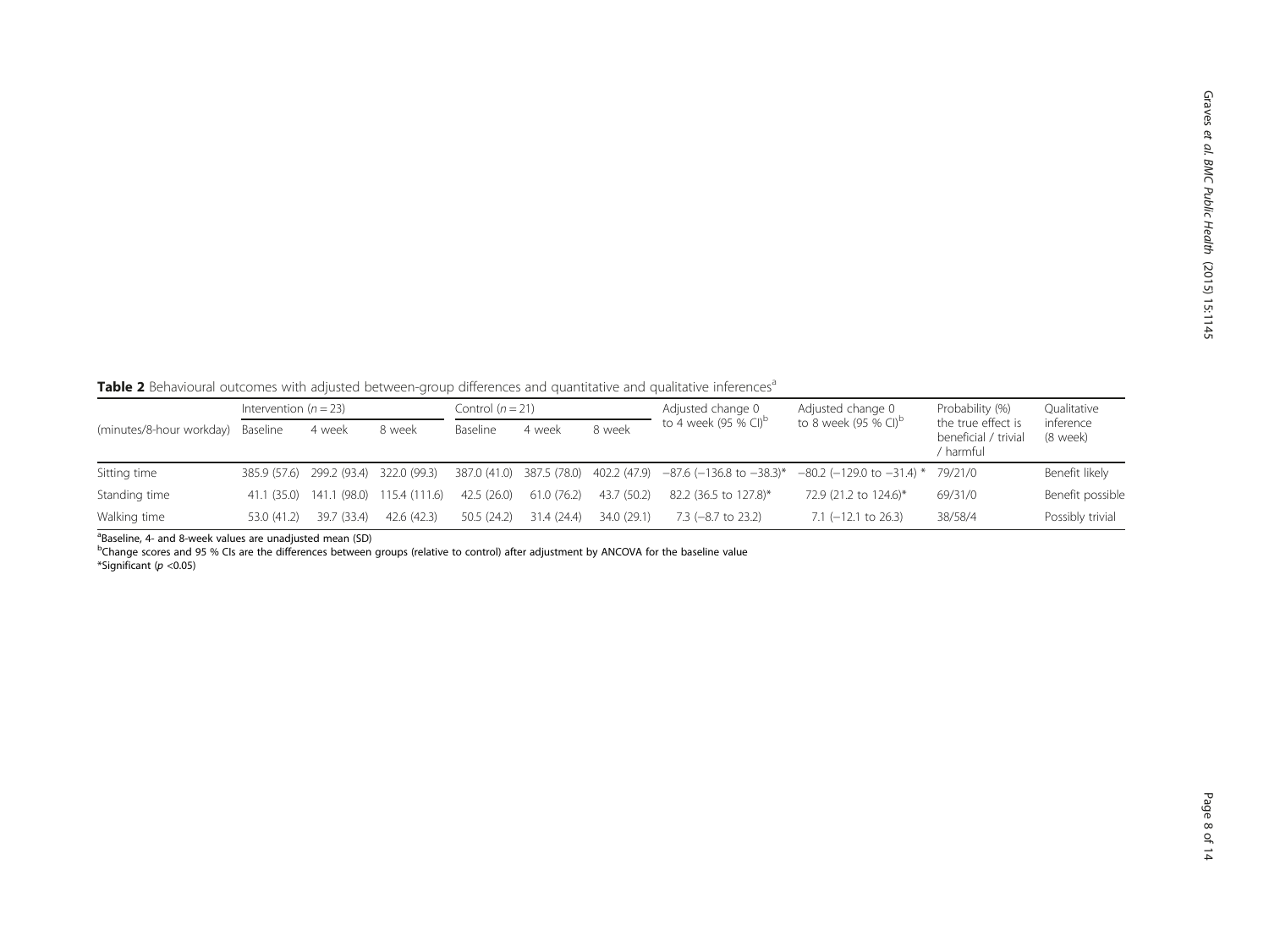**Table 2** Behavioural outcomes with adjusted between-group differences and quantitative and qualitative inferences[a]

| (minutes/8-hour workday) | Intervention ($n = 23$) | | | Control ($n = 21$) | | | Adjusted change 0 to 4 week (95 % CI)[b] | Adjusted change 0 to 8 week (95 % CI)[b] | Probability (%) the true effect is beneficial / trivial / harmful | Qualitative inference (8 week) |
|---|---|---|---|---|---|---|---|---|---|---|
| | Baseline | 4 week | 8 week | Baseline | 4 week | 8 week | | | | |
| Sitting time | 385.9 (57.6) | 299.2 (93.4) | 322.0 (99.3) | 387.0 (41.0) | 387.5 (78.0) | 402.2 (47.9) | −87.6 (−136.8 to −38.3)* | −80.2 (−129.0 to −31.4) * | 79/21/0 | Benefit likely |
| Standing time | 41.1 (35.0) | 141.1 (98.0) | 115.4 (111.6) | 42.5 (26.0) | 61.0 (76.2) | 43.7 (50.2) | 82.2 (36.5 to 127.8)* | 72.9 (21.2 to 124.6)* | 69/31/0 | Benefit possible |
| Walking time | 53.0 (41.2) | 39.7 (33.4) | 42.6 (42.3) | 50.5 (24.2) | 31.4 (24.4) | 34.0 (29.1) | 7.3 (−8.7 to 23.2) | 7.1 (−12.1 to 26.3) | 38/58/4 | Possibly trivial |

[a]Baseline, 4- and 8-week values are unadjusted mean (SD)

[b]Change scores and 95 % CIs are the differences between groups (relative to control) after adjustment by ANCOVA for the baseline value

*Significant ($p < 0.05$)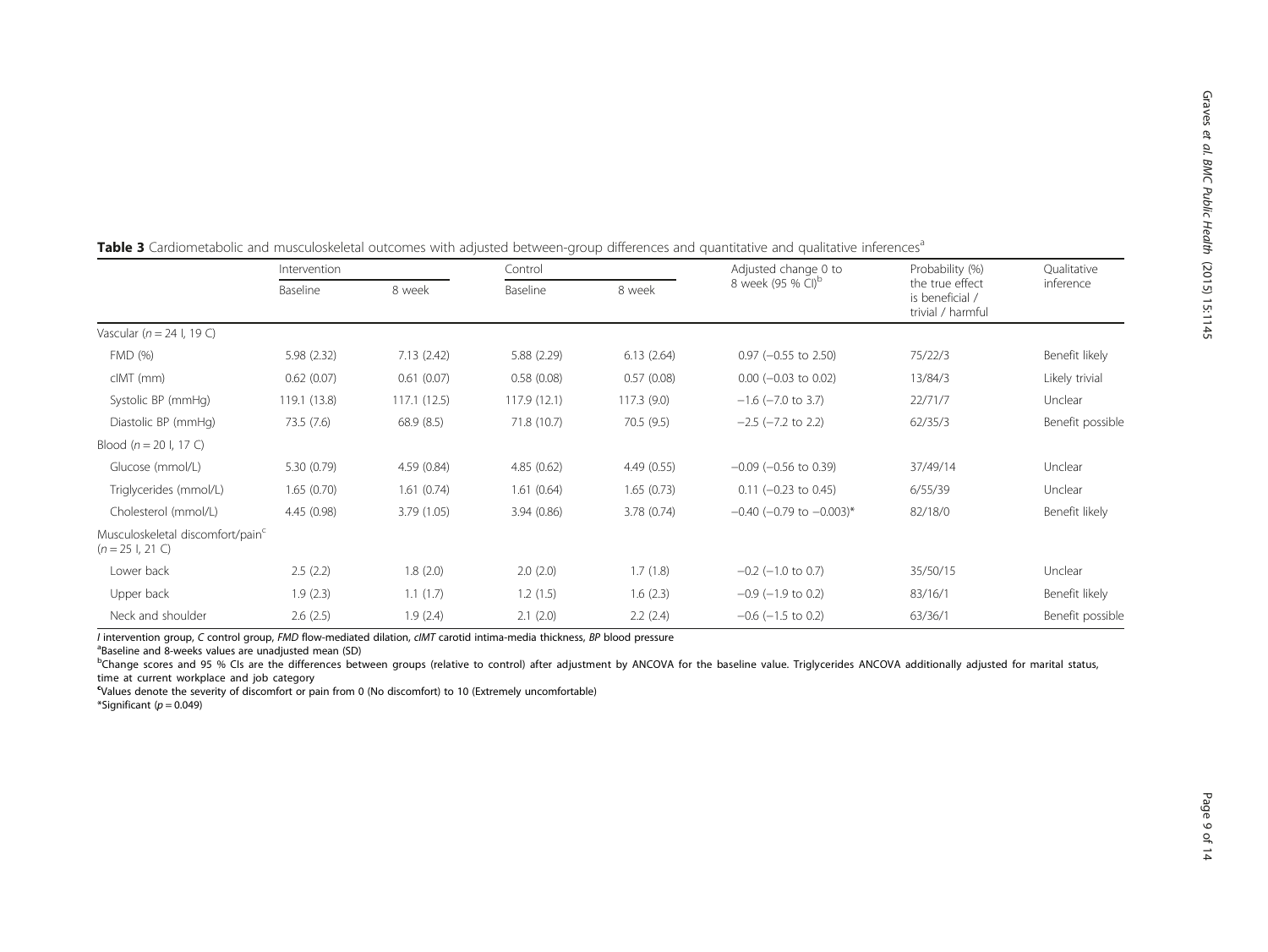**Table 3** Cardiometabolic and musculoskeletal outcomes with adjusted between-group differences and quantitative and qualitative inferences[a]

| | Intervention | | Control | | Adjusted change 0 to 8 week (95 % CI)[b] | Probability (%) the true effect is beneficial / trivial / harmful | Qualitative inference |
|---|---|---|---|---|---|---|---|
| | Baseline | 8 week | Baseline | 8 week | | | |
| Vascular ($n = 24$ I, 19 C) | | | | | | | |
| FMD (%) | 5.98 (2.32) | 7.13 (2.42) | 5.88 (2.29) | 6.13 (2.64) | 0.97 (−0.55 to 2.50) | 75/22/3 | Benefit likely |
| cIMT (mm) | 0.62 (0.07) | 0.61 (0.07) | 0.58 (0.08) | 0.57 (0.08) | 0.00 (−0.03 to 0.02) | 13/84/3 | Likely trivial |
| Systolic BP (mmHg) | 119.1 (13.8) | 117.1 (12.5) | 117.9 (12.1) | 117.3 (9.0) | −1.6 (−7.0 to 3.7) | 22/71/7 | Unclear |
| Diastolic BP (mmHg) | 73.5 (7.6) | 68.9 (8.5) | 71.8 (10.7) | 70.5 (9.5) | −2.5 (−7.2 to 2.2) | 62/35/3 | Benefit possible |
| Blood ($n = 20$ I, 17 C) | | | | | | | |
| Glucose (mmol/L) | 5.30 (0.79) | 4.59 (0.84) | 4.85 (0.62) | 4.49 (0.55) | −0.09 (−0.56 to 0.39) | 37/49/14 | Unclear |
| Triglycerides (mmol/L) | 1.65 (0.70) | 1.61 (0.74) | 1.61 (0.64) | 1.65 (0.73) | 0.11 (−0.23 to 0.45) | 6/55/39 | Unclear |
| Cholesterol (mmol/L) | 4.45 (0.98) | 3.79 (1.05) | 3.94 (0.86) | 3.78 (0.74) | −0.40 (−0.79 to −0.003)* | 82/18/0 | Benefit likely |
| Musculoskeletal discomfort/pain[c] ($n = 25$ I, 21 C) | | | | | | | |
| Lower back | 2.5 (2.2) | 1.8 (2.0) | 2.0 (2.0) | 1.7 (1.8) | −0.2 (−1.0 to 0.7) | 35/50/15 | Unclear |
| Upper back | 1.9 (2.3) | 1.1 (1.7) | 1.2 (1.5) | 1.6 (2.3) | −0.9 (−1.9 to 0.2) | 83/16/1 | Benefit likely |
| Neck and shoulder | 2.6 (2.5) | 1.9 (2.4) | 2.1 (2.0) | 2.2 (2.4) | −0.6 (−1.5 to 0.2) | 63/36/1 | Benefit possible |

*I* intervention group, *C* control group, *FMD* flow-mediated dilation, *cIMT* carotid intima-media thickness, *BP* blood pressure

[a]Baseline and 8-weeks values are unadjusted mean (SD)

[b]Change scores and 95 % CIs are the differences between groups (relative to control) after adjustment by ANCOVA for the baseline value. Triglycerides ANCOVA additionally adjusted for marital status, time at current workplace and job category

[c]Values denote the severity of discomfort or pain from 0 (No discomfort) to 10 (Extremely uncomfortable)

*Significant ($p = 0.049$)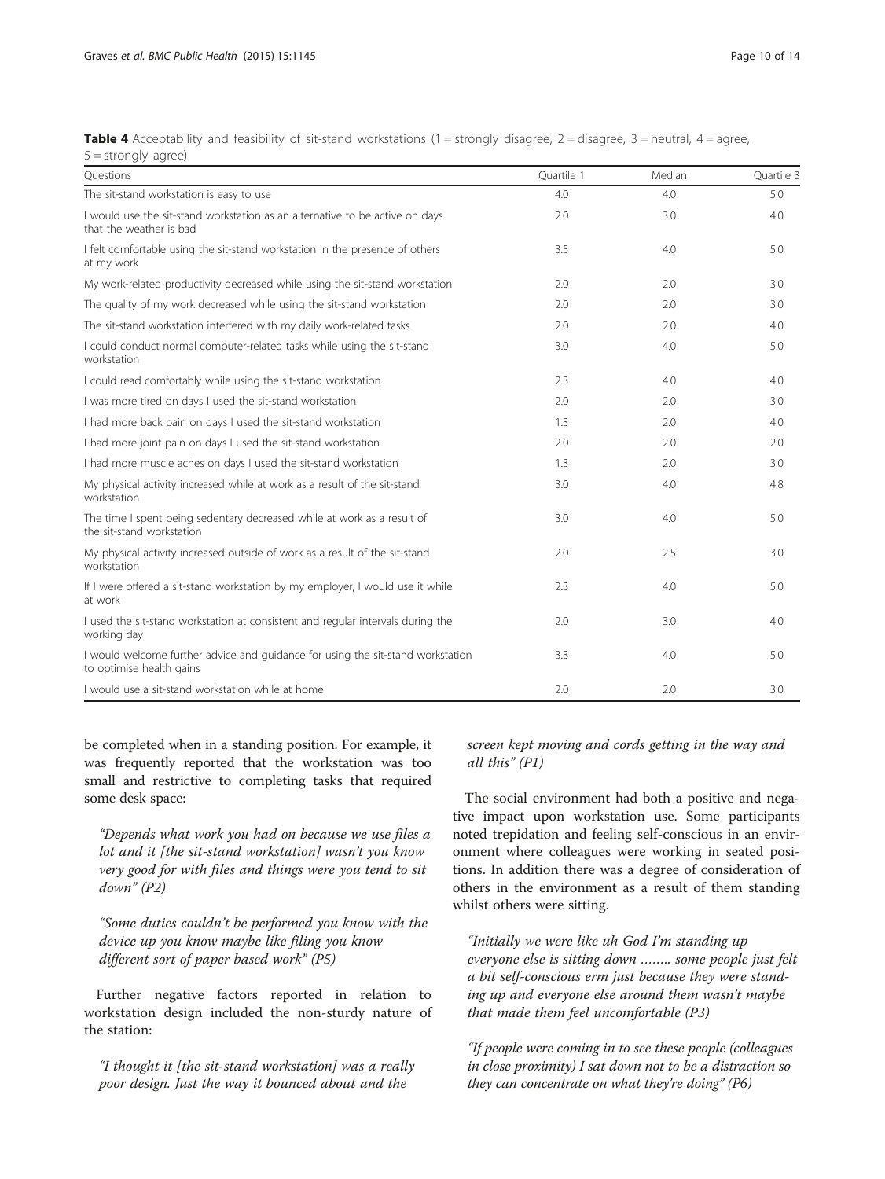**Table 4** Acceptability and feasibility of sit-stand workstations (1 = strongly disagree, 2 = disagree, 3 = neutral, 4 = agree, 5 = strongly agree)

| Questions | Quartile 1 | Median | Quartile 3 |
|---|---|---|---|
| The sit-stand workstation is easy to use | 4.0 | 4.0 | 5.0 |
| I would use the sit-stand workstation as an alternative to be active on days that the weather is bad | 2.0 | 3.0 | 4.0 |
| I felt comfortable using the sit-stand workstation in the presence of others at my work | 3.5 | 4.0 | 5.0 |
| My work-related productivity decreased while using the sit-stand workstation | 2.0 | 2.0 | 3.0 |
| The quality of my work decreased while using the sit-stand workstation | 2.0 | 2.0 | 3.0 |
| The sit-stand workstation interfered with my daily work-related tasks | 2.0 | 2.0 | 4.0 |
| I could conduct normal computer-related tasks while using the sit-stand workstation | 3.0 | 4.0 | 5.0 |
| I could read comfortably while using the sit-stand workstation | 2.3 | 4.0 | 4.0 |
| I was more tired on days I used the sit-stand workstation | 2.0 | 2.0 | 3.0 |
| I had more back pain on days I used the sit-stand workstation | 1.3 | 2.0 | 4.0 |
| I had more joint pain on days I used the sit-stand workstation | 2.0 | 2.0 | 2.0 |
| I had more muscle aches on days I used the sit-stand workstation | 1.3 | 2.0 | 3.0 |
| My physical activity increased while at work as a result of the sit-stand workstation | 3.0 | 4.0 | 4.8 |
| The time I spent being sedentary decreased while at work as a result of the sit-stand workstation | 3.0 | 4.0 | 5.0 |
| My physical activity increased outside of work as a result of the sit-stand workstation | 2.0 | 2.5 | 3.0 |
| If I were offered a sit-stand workstation by my employer, I would use it while at work | 2.3 | 4.0 | 5.0 |
| I used the sit-stand workstation at consistent and regular intervals during the working day | 2.0 | 3.0 | 4.0 |
| I would welcome further advice and guidance for using the sit-stand workstation to optimise health gains | 3.3 | 4.0 | 5.0 |
| I would use a sit-stand workstation while at home | 2.0 | 2.0 | 3.0 |

be completed when in a standing position. For example, it was frequently reported that the workstation was too small and restrictive to completing tasks that required some desk space:

*"Depends what work you had on because we use files a lot and it [the sit-stand workstation] wasn't you know very good for with files and things were you tend to sit down" (P2)*

*"Some duties couldn't be performed you know with the device up you know maybe like filing you know different sort of paper based work" (P5)*

Further negative factors reported in relation to workstation design included the non-sturdy nature of the station:

*"I thought it [the sit-stand workstation] was a really poor design. Just the way it bounced about and the screen kept moving and cords getting in the way and all this" (P1)*

The social environment had both a positive and negative impact upon workstation use. Some participants noted trepidation and feeling self-conscious in an environment where colleagues were working in seated positions. In addition there was a degree of consideration of others in the environment as a result of them standing whilst others were sitting.

*"Initially we were like uh God I'm standing up everyone else is sitting down …….. some people just felt a bit self-conscious erm just because they were standing up and everyone else around them wasn't maybe that made them feel uncomfortable (P3)*

*"If people were coming in to see these people (colleagues in close proximity) I sat down not to be a distraction so they can concentrate on what they're doing" (P6)*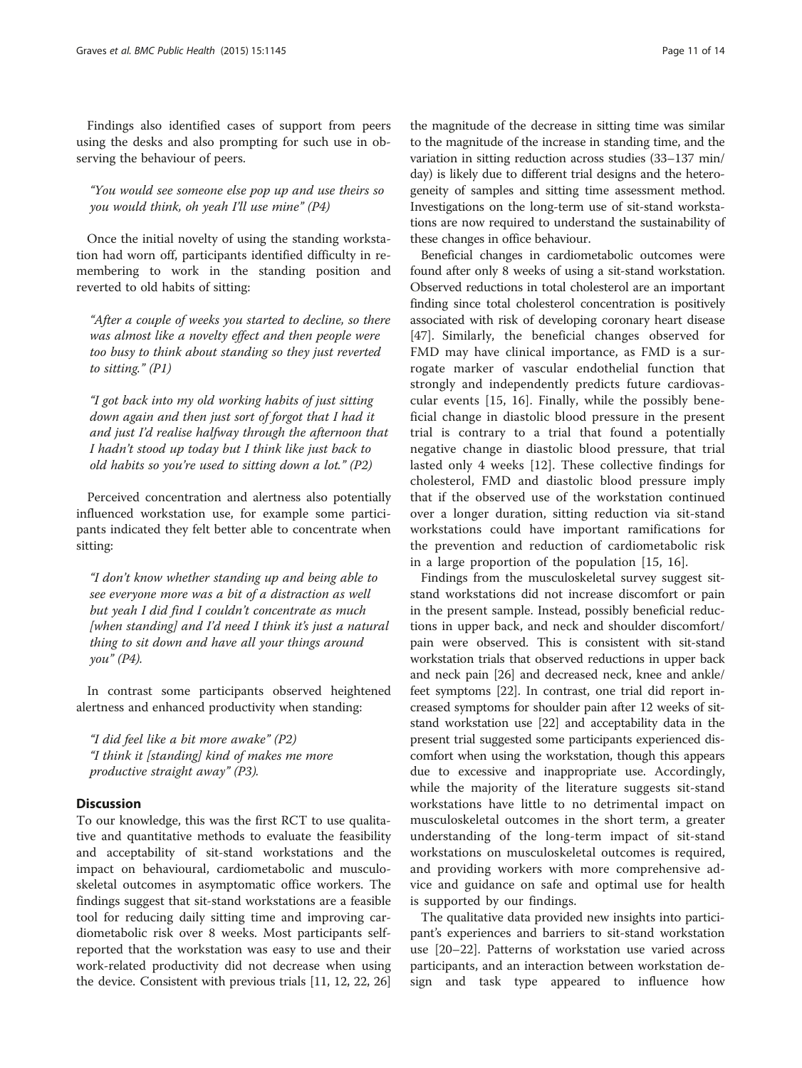Findings also identified cases of support from peers using the desks and also prompting for such use in observing the behaviour of peers.

> *"You would see someone else pop up and use theirs so you would think, oh yeah I'll use mine" (P4)*

Once the initial novelty of using the standing workstation had worn off, participants identified difficulty in remembering to work in the standing position and reverted to old habits of sitting:

> *"After a couple of weeks you started to decline, so there was almost like a novelty effect and then people were too busy to think about standing so they just reverted to sitting." (P1)*

> *"I got back into my old working habits of just sitting down again and then just sort of forgot that I had it and just I'd realise halfway through the afternoon that I hadn't stood up today but I think like just back to old habits so you're used to sitting down a lot." (P2)*

Perceived concentration and alertness also potentially influenced workstation use, for example some participants indicated they felt better able to concentrate when sitting:

> *"I don't know whether standing up and being able to see everyone more was a bit of a distraction as well but yeah I did find I couldn't concentrate as much [when standing] and I'd need I think it's just a natural thing to sit down and have all your things around you" (P4).*

In contrast some participants observed heightened alertness and enhanced productivity when standing:

> *"I did feel like a bit more awake" (P2)*
> *"I think it [standing] kind of makes me more productive straight away" (P3).*

## Discussion

To our knowledge, this was the first RCT to use qualitative and quantitative methods to evaluate the feasibility and acceptability of sit-stand workstations and the impact on behavioural, cardiometabolic and musculoskeletal outcomes in asymptomatic office workers. The findings suggest that sit-stand workstations are a feasible tool for reducing daily sitting time and improving cardiometabolic risk over 8 weeks. Most participants self-reported that the workstation was easy to use and their work-related productivity did not decrease when using the device. Consistent with previous trials [11, 12, 22, 26] the magnitude of the decrease in sitting time was similar to the magnitude of the increase in standing time, and the variation in sitting reduction across studies (33–137 min/day) is likely due to different trial designs and the heterogeneity of samples and sitting time assessment method. Investigations on the long-term use of sit-stand workstations are now required to understand the sustainability of these changes in office behaviour.

Beneficial changes in cardiometabolic outcomes were found after only 8 weeks of using a sit-stand workstation. Observed reductions in total cholesterol are an important finding since total cholesterol concentration is positively associated with risk of developing coronary heart disease [47]. Similarly, the beneficial changes observed for FMD may have clinical importance, as FMD is a surrogate marker of vascular endothelial function that strongly and independently predicts future cardiovascular events [15, 16]. Finally, while the possibly beneficial change in diastolic blood pressure in the present trial is contrary to a trial that found a potentially negative change in diastolic blood pressure, that trial lasted only 4 weeks [12]. These collective findings for cholesterol, FMD and diastolic blood pressure imply that if the observed use of the workstation continued over a longer duration, sitting reduction via sit-stand workstations could have important ramifications for the prevention and reduction of cardiometabolic risk in a large proportion of the population [15, 16].

Findings from the musculoskeletal survey suggest sit-stand workstations did not increase discomfort or pain in the present sample. Instead, possibly beneficial reductions in upper back, and neck and shoulder discomfort/pain were observed. This is consistent with sit-stand workstation trials that observed reductions in upper back and neck pain [26] and decreased neck, knee and ankle/feet symptoms [22]. In contrast, one trial did report increased symptoms for shoulder pain after 12 weeks of sit-stand workstation use [22] and acceptability data in the present trial suggested some participants experienced discomfort when using the workstation, though this appears due to excessive and inappropriate use. Accordingly, while the majority of the literature suggests sit-stand workstations have little to no detrimental impact on musculoskeletal outcomes in the short term, a greater understanding of the long-term impact of sit-stand workstations on musculoskeletal outcomes is required, and providing workers with more comprehensive advice and guidance on safe and optimal use for health is supported by our findings.

The qualitative data provided new insights into participant's experiences and barriers to sit-stand workstation use [20–22]. Patterns of workstation use varied across participants, and an interaction between workstation design and task type appeared to influence how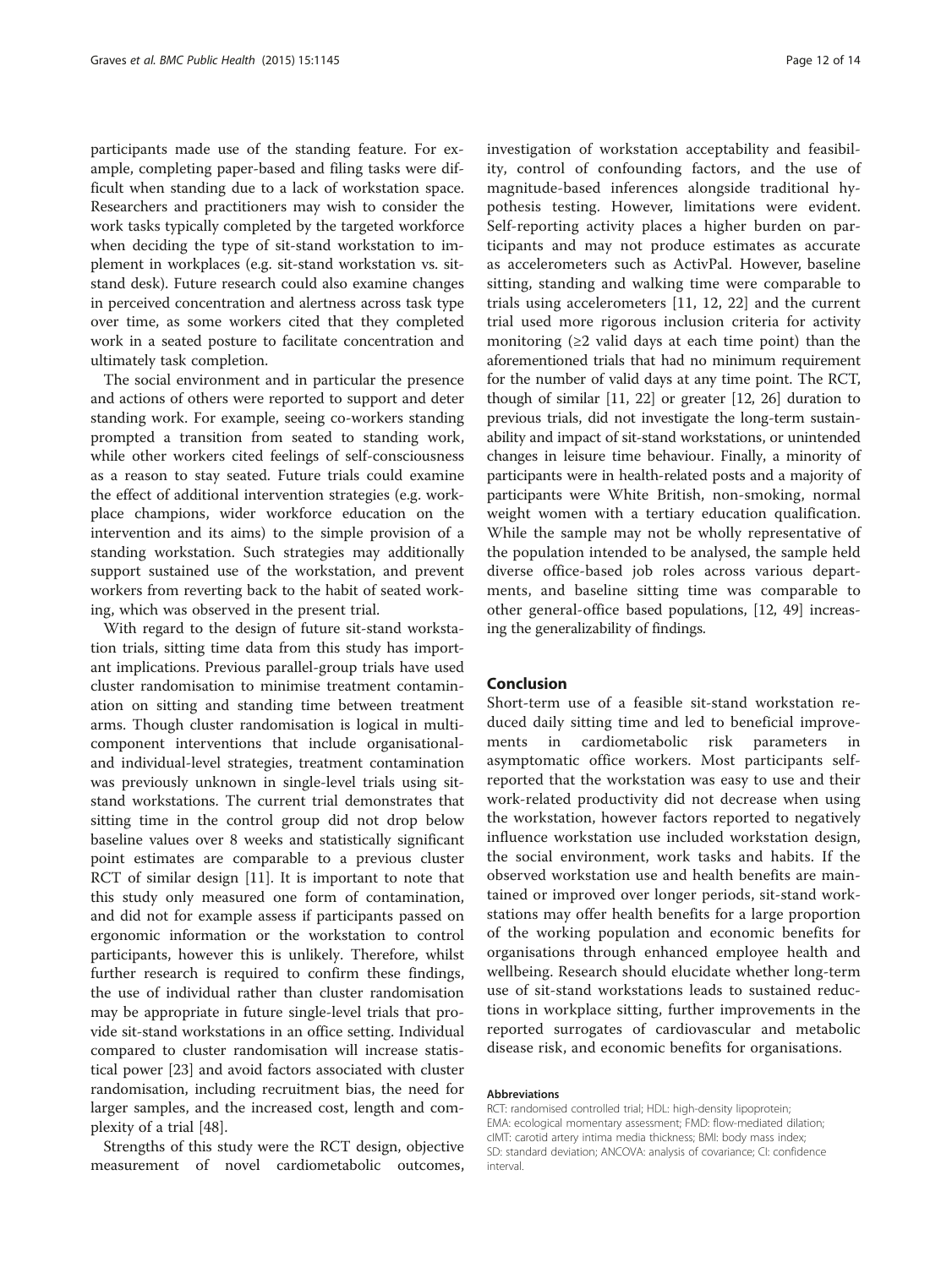participants made use of the standing feature. For example, completing paper-based and filing tasks were difficult when standing due to a lack of workstation space. Researchers and practitioners may wish to consider the work tasks typically completed by the targeted workforce when deciding the type of sit-stand workstation to implement in workplaces (e.g. sit-stand workstation vs. sit-stand desk). Future research could also examine changes in perceived concentration and alertness across task type over time, as some workers cited that they completed work in a seated posture to facilitate concentration and ultimately task completion.

The social environment and in particular the presence and actions of others were reported to support and deter standing work. For example, seeing co-workers standing prompted a transition from seated to standing work, while other workers cited feelings of self-consciousness as a reason to stay seated. Future trials could examine the effect of additional intervention strategies (e.g. workplace champions, wider workforce education on the intervention and its aims) to the simple provision of a standing workstation. Such strategies may additionally support sustained use of the workstation, and prevent workers from reverting back to the habit of seated working, which was observed in the present trial.

With regard to the design of future sit-stand workstation trials, sitting time data from this study has important implications. Previous parallel-group trials have used cluster randomisation to minimise treatment contamination on sitting and standing time between treatment arms. Though cluster randomisation is logical in multi-component interventions that include organisational- and individual-level strategies, treatment contamination was previously unknown in single-level trials using sit-stand workstations. The current trial demonstrates that sitting time in the control group did not drop below baseline values over 8 weeks and statistically significant point estimates are comparable to a previous cluster RCT of similar design [11]. It is important to note that this study only measured one form of contamination, and did not for example assess if participants passed on ergonomic information or the workstation to control participants, however this is unlikely. Therefore, whilst further research is required to confirm these findings, the use of individual rather than cluster randomisation may be appropriate in future single-level trials that provide sit-stand workstations in an office setting. Individual compared to cluster randomisation will increase statistical power [23] and avoid factors associated with cluster randomisation, including recruitment bias, the need for larger samples, and the increased cost, length and complexity of a trial [48].

Strengths of this study were the RCT design, objective measurement of novel cardiometabolic outcomes, investigation of workstation acceptability and feasibility, control of confounding factors, and the use of magnitude-based inferences alongside traditional hypothesis testing. However, limitations were evident. Self-reporting activity places a higher burden on participants and may not produce estimates as accurate as accelerometers such as ActivPal. However, baseline sitting, standing and walking time were comparable to trials using accelerometers [11, 12, 22] and the current trial used more rigorous inclusion criteria for activity monitoring (≥2 valid days at each time point) than the aforementioned trials that had no minimum requirement for the number of valid days at any time point. The RCT, though of similar [11, 22] or greater [12, 26] duration to previous trials, did not investigate the long-term sustainability and impact of sit-stand workstations, or unintended changes in leisure time behaviour. Finally, a minority of participants were in health-related posts and a majority of participants were White British, non-smoking, normal weight women with a tertiary education qualification. While the sample may not be wholly representative of the population intended to be analysed, the sample held diverse office-based job roles across various departments, and baseline sitting time was comparable to other general-office based populations, [12, 49] increasing the generalizability of findings.

## Conclusion

Short-term use of a feasible sit-stand workstation reduced daily sitting time and led to beneficial improvements in cardiometabolic risk parameters in asymptomatic office workers. Most participants self-reported that the workstation was easy to use and their work-related productivity did not decrease when using the workstation, however factors reported to negatively influence workstation use included workstation design, the social environment, work tasks and habits. If the observed workstation use and health benefits are maintained or improved over longer periods, sit-stand workstations may offer health benefits for a large proportion of the working population and economic benefits for organisations through enhanced employee health and wellbeing. Research should elucidate whether long-term use of sit-stand workstations leads to sustained reductions in workplace sitting, further improvements in the reported surrogates of cardiovascular and metabolic disease risk, and economic benefits for organisations.

#### Abbreviations

RCT: randomised controlled trial; HDL: high-density lipoprotein; EMA: ecological momentary assessment; FMD: flow-mediated dilation; cIMT: carotid artery intima media thickness; BMI: body mass index; SD: standard deviation; ANCOVA: analysis of covariance; CI: confidence interval.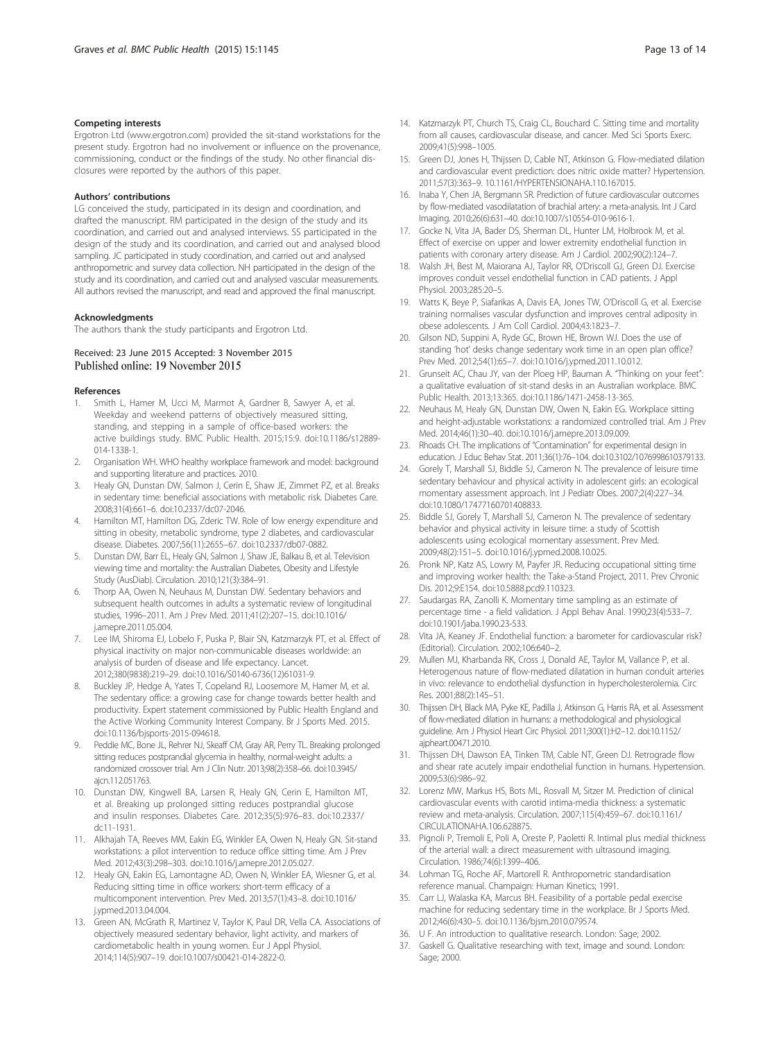### Competing interests

Ergotron Ltd (www.ergotron.com) provided the sit-stand workstations for the present study. Ergotron had no involvement or influence on the provenance, commissioning, conduct or the findings of the study. No other financial disclosures were reported by the authors of this paper.

### Authors' contributions

LG conceived the study, participated in its design and coordination, and drafted the manuscript. RM participated in the design of the study and its coordination, and carried out and analysed interviews. SS participated in the design of the study and its coordination, and carried out and analysed blood sampling. JC participated in study coordination, and carried out and analysed anthropometric and survey data collection. NH participated in the design of the study and its coordination, and carried out and analysed vascular measurements. All authors revised the manuscript, and read and approved the final manuscript.

### Acknowledgments

The authors thank the study participants and Ergotron Ltd.

Received: 23 June 2015 Accepted: 3 November 2015
Published online: 19 November 2015

### References

1. Smith L, Hamer M, Ucci M, Marmot A, Gardner B, Sawyer A, et al. Weekday and weekend patterns of objectively measured sitting, standing, and stepping in a sample of office-based workers: the active buildings study. BMC Public Health. 2015;15:9. doi:10.1186/s12889-014-1338-1.
2. Organisation WH. WHO healthy workplace framework and model: background and supporting literature and practices. 2010.
3. Healy GN, Dunstan DW, Salmon J, Cerin E, Shaw JE, Zimmet PZ, et al. Breaks in sedentary time: beneficial associations with metabolic risk. Diabetes Care. 2008;31(4):661–6. doi:10.2337/dc07-2046.
4. Hamilton MT, Hamilton DG, Zderic TW. Role of low energy expenditure and sitting in obesity, metabolic syndrome, type 2 diabetes, and cardiovascular disease. Diabetes. 2007;56(11):2655–67. doi:10.2337/db07-0882.
5. Dunstan DW, Barr EL, Healy GN, Salmon J, Shaw JE, Balkau B, et al. Television viewing time and mortality: the Australian Diabetes, Obesity and Lifestyle Study (AusDiab). Circulation. 2010;121(3):384–91.
6. Thorp AA, Owen N, Neuhaus M, Dunstan DW. Sedentary behaviors and subsequent health outcomes in adults a systematic review of longitudinal studies, 1996–2011. Am J Prev Med. 2011;41(2):207–15. doi:10.1016/j.amepre.2011.05.004.
7. Lee IM, Shiroma EJ, Lobelo F, Puska P, Blair SN, Katzmarzyk PT, et al. Effect of physical inactivity on major non-communicable diseases worldwide: an analysis of burden of disease and life expectancy. Lancet. 2012;380(9838):219–29. doi:10.1016/S0140-6736(12)61031-9.
8. Buckley JP, Hedge A, Yates T, Copeland RJ, Loosemore M, Hamer M, et al. The sedentary office: a growing case for change towards better health and productivity. Expert statement commissioned by Public Health England and the Active Working Community Interest Company. Br J Sports Med. 2015. doi:10.1136/bjsports-2015-094618.
9. Peddie MC, Bone JL, Rehrer NJ, Skeaff CM, Gray AR, Perry TL. Breaking prolonged sitting reduces postprandial glycemia in healthy, normal-weight adults: a randomized crossover trial. Am J Clin Nutr. 2013;98(2):358–66. doi:10.3945/ajcn.112.051763.
10. Dunstan DW, Kingwell BA, Larsen R, Healy GN, Cerin E, Hamilton MT, et al. Breaking up prolonged sitting reduces postprandial glucose and insulin responses. Diabetes Care. 2012;35(5):976–83. doi:10.2337/dc11-1931.
11. Alkhajah TA, Reeves MM, Eakin EG, Winkler EA, Owen N, Healy GN. Sit-stand workstations: a pilot intervention to reduce office sitting time. Am J Prev Med. 2012;43(3):298–303. doi:10.1016/j.amepre.2012.05.027.
12. Healy GN, Eakin EG, Lamontagne AD, Owen N, Winkler EA, Wiesner G, et al. Reducing sitting time in office workers: short-term efficacy of a multicomponent intervention. Prev Med. 2013;57(1):43–8. doi:10.1016/j.ypmed.2013.04.004.
13. Green AN, McGrath R, Martinez V, Taylor K, Paul DR, Vella CA. Associations of objectively measured sedentary behavior, light activity, and markers of cardiometabolic health in young women. Eur J Appl Physiol. 2014;114(5):907–19. doi:10.1007/s00421-014-2822-0.
14. Katzmarzyk PT, Church TS, Craig CL, Bouchard C. Sitting time and mortality from all causes, cardiovascular disease, and cancer. Med Sci Sports Exerc. 2009;41(5):998–1005.
15. Green DJ, Jones H, Thijssen D, Cable NT, Atkinson G. Flow-mediated dilation and cardiovascular event prediction: does nitric oxide matter? Hypertension. 2011;57(3):363–9. 10.1161/HYPERTENSIONAHA.110.167015.
16. Inaba Y, Chen JA, Bergmann SR. Prediction of future cardiovascular outcomes by flow-mediated vasodilatation of brachial artery: a meta-analysis. Int J Card Imaging. 2010;26(6):631–40. doi:10.1007/s10554-010-9616-1.
17. Gocke N, Vita JA, Bader DS, Sherman DL, Hunter LM, Holbrook M, et al. Effect of exercise on upper and lower extremity endothelial function in patients with coronary artery disease. Am J Cardiol. 2002;90(2):124–7.
18. Walsh JH, Best M, Maiorana AJ, Taylor RR, O'Driscoll GJ, Green DJ. Exercise improves conduit vessel endothelial function in CAD patients. J Appl Physiol. 2003;285:20–5.
19. Watts K, Beye P, Siafarikas A, Davis EA, Jones TW, O'Driscoll G, et al. Exercise training normalises vascular dysfunction and improves central adiposity in obese adolescents. J Am Coll Cardiol. 2004;43:1823–7.
20. Gilson ND, Suppini A, Ryde GC, Brown HE, Brown WJ. Does the use of standing 'hot' desks change sedentary work time in an open plan office? Prev Med. 2012;54(1):65–7. doi:10.1016/j.ypmed.2011.10.012.
21. Grunseit AC, Chau JY, van der Ploeg HP, Bauman A. "Thinking on your feet": a qualitative evaluation of sit-stand desks in an Australian workplace. BMC Public Health. 2013;13:365. doi:10.1186/1471-2458-13-365.
22. Neuhaus M, Healy GN, Dunstan DW, Owen N, Eakin EG. Workplace sitting and height-adjustable workstations: a randomized controlled trial. Am J Prev Med. 2014;46(1):30–40. doi:10.1016/j.amepre.2013.09.009.
23. Rhoads CH. The implications of "Contamination" for experimental design in education. J Educ Behav Stat. 2011;36(1):76–104. doi:10.3102/1076998610379133.
24. Gorely T, Marshall SJ, Biddle SJ, Cameron N. The prevalence of leisure time sedentary behaviour and physical activity in adolescent girls: an ecological momentary assessment approach. Int J Pediatr Obes. 2007;2(4):227–34. doi:10.1080/17477160701408833.
25. Biddle SJ, Gorely T, Marshall SJ, Cameron N. The prevalence of sedentary behavior and physical activity in leisure time: a study of Scottish adolescents using ecological momentary assessment. Prev Med. 2009;48(2):151–5. doi:10.1016/j.ypmed.2008.10.025.
26. Pronk NP, Katz AS, Lowry M, Payfer JR. Reducing occupational sitting time and improving worker health: the Take-a-Stand Project, 2011. Prev Chronic Dis. 2012;9:E154. doi:10.5888.pcd9.110323.
27. Saudargas RA, Zanolli K. Momentary time sampling as an estimate of percentage time - a field validation. J Appl Behav Anal. 1990;23(4):533–7. doi:10.1901/jaba.1990.23-533.
28. Vita JA, Keaney JF. Endothelial function: a barometer for cardiovascular risk? (Editorial). Circulation. 2002;106:640–2.
29. Mullen MJ, Kharbanda RK, Cross J, Donald AE, Taylor M, Vallance P, et al. Heterogenous nature of flow-mediated dilatation in human conduit arteries in vivo: relevance to endothelial dysfunction in hypercholesterolemia. Circ Res. 2001;88(2):145–51.
30. Thijssen DH, Black MA, Pyke KE, Padilla J, Atkinson G, Harris RA, et al. Assessment of flow-mediated dilation in humans: a methodological and physiological guideline. Am J Physiol Heart Circ Physiol. 2011;300(1):H2–12. doi:10.1152/ajpheart.00471.2010.
31. Thijssen DH, Dawson EA, Tinken TM, Cable NT, Green DJ. Retrograde flow and shear rate acutely impair endothelial function in humans. Hypertension. 2009;53(6):986–92.
32. Lorenz MW, Markus HS, Bots ML, Rosvall M, Sitzer M. Prediction of clinical cardiovascular events with carotid intima-media thickness: a systematic review and meta-analysis. Circulation. 2007;115(4):459–67. doi:10.1161/CIRCULATIONAHA.106.628875.
33. Pignoli P, Tremoli E, Poli A, Oreste P, Paoletti R. Intimal plus medial thickness of the arterial wall: a direct measurement with ultrasound imaging. Circulation. 1986;74(6):1399–406.
34. Lohman TG, Roche AF, Martorell R. Anthropometric standardisation reference manual. Champaign: Human Kinetics; 1991.
35. Carr LJ, Walaska KA, Marcus BH. Feasibility of a portable pedal exercise machine for reducing sedentary time in the workplace. Br J Sports Med. 2012;46(6):430–5. doi:10.1136/bjsm.2010.079574.
36. U F. An introduction to qualitative research. London: Sage; 2002.
37. Gaskell G. Qualitative researching with text, image and sound. London: Sage; 2000.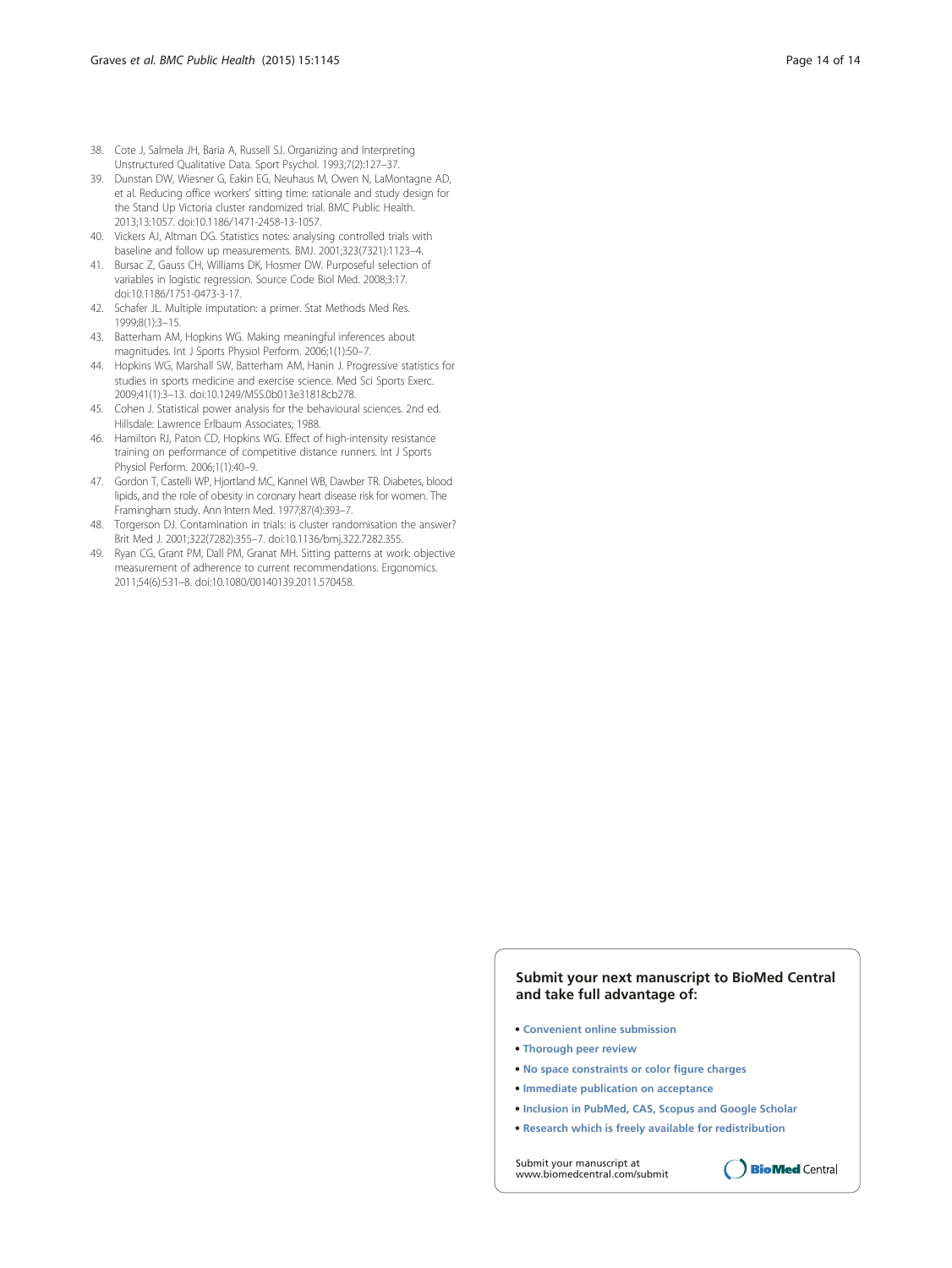38. Cote J, Salmela JH, Baria A, Russell SJ. Organizing and Interpreting Unstructured Qualitative Data. Sport Psychol. 1993;7(2):127–37.
39. Dunstan DW, Wiesner G, Eakin EG, Neuhaus M, Owen N, LaMontagne AD, et al. Reducing office workers' sitting time: rationale and study design for the Stand Up Victoria cluster randomized trial. BMC Public Health. 2013;13:1057. doi:10.1186/1471-2458-13-1057.
40. Vickers AJ, Altman DG. Statistics notes: analysing controlled trials with baseline and follow up measurements. BMJ. 2001;323(7321):1123–4.
41. Bursac Z, Gauss CH, Williams DK, Hosmer DW. Purposeful selection of variables in logistic regression. Source Code Biol Med. 2008;3:17. doi:10.1186/1751-0473-3-17.
42. Schafer JL. Multiple imputation: a primer. Stat Methods Med Res. 1999;8(1):3–15.
43. Batterham AM, Hopkins WG. Making meaningful inferences about magnitudes. Int J Sports Physiol Perform. 2006;1(1):50–7.
44. Hopkins WG, Marshall SW, Batterham AM, Hanin J. Progressive statistics for studies in sports medicine and exercise science. Med Sci Sports Exerc. 2009;41(1):3–13. doi:10.1249/MSS.0b013e31818cb278.
45. Cohen J. Statistical power analysis for the behavioural sciences. 2nd ed. Hillsdale: Lawrence Erlbaum Associates; 1988.
46. Hamilton RJ, Paton CD, Hopkins WG. Effect of high-intensity resistance training on performance of competitive distance runners. Int J Sports Physiol Perform. 2006;1(1):40–9.
47. Gordon T, Castelli WP, Hjortland MC, Kannel WB, Dawber TR. Diabetes, blood lipids, and the role of obesity in coronary heart disease risk for women. The Framingham study. Ann Intern Med. 1977;87(4):393–7.
48. Torgerson DJ. Contamination in trials: is cluster randomisation the answer? Brit Med J. 2001;322(7282):355–7. doi:10.1136/bmj.322.7282.355.
49. Ryan CG, Grant PM, Dall PM, Granat MH. Sitting patterns at work: objective measurement of adherence to current recommendations. Ergonomics. 2011;54(6):531–8. doi:10.1080/00140139.2011.570458.

**Submit your next manuscript to BioMed Central and take full advantage of:**

- **Convenient online submission**
- **Thorough peer review**
- **No space constraints or color figure charges**
- **Immediate publication on acceptance**
- **Inclusion in PubMed, CAS, Scopus and Google Scholar**
- **Research which is freely available for redistribution**

Submit your manuscript at
www.biomedcentral.com/submit

BioMed Central